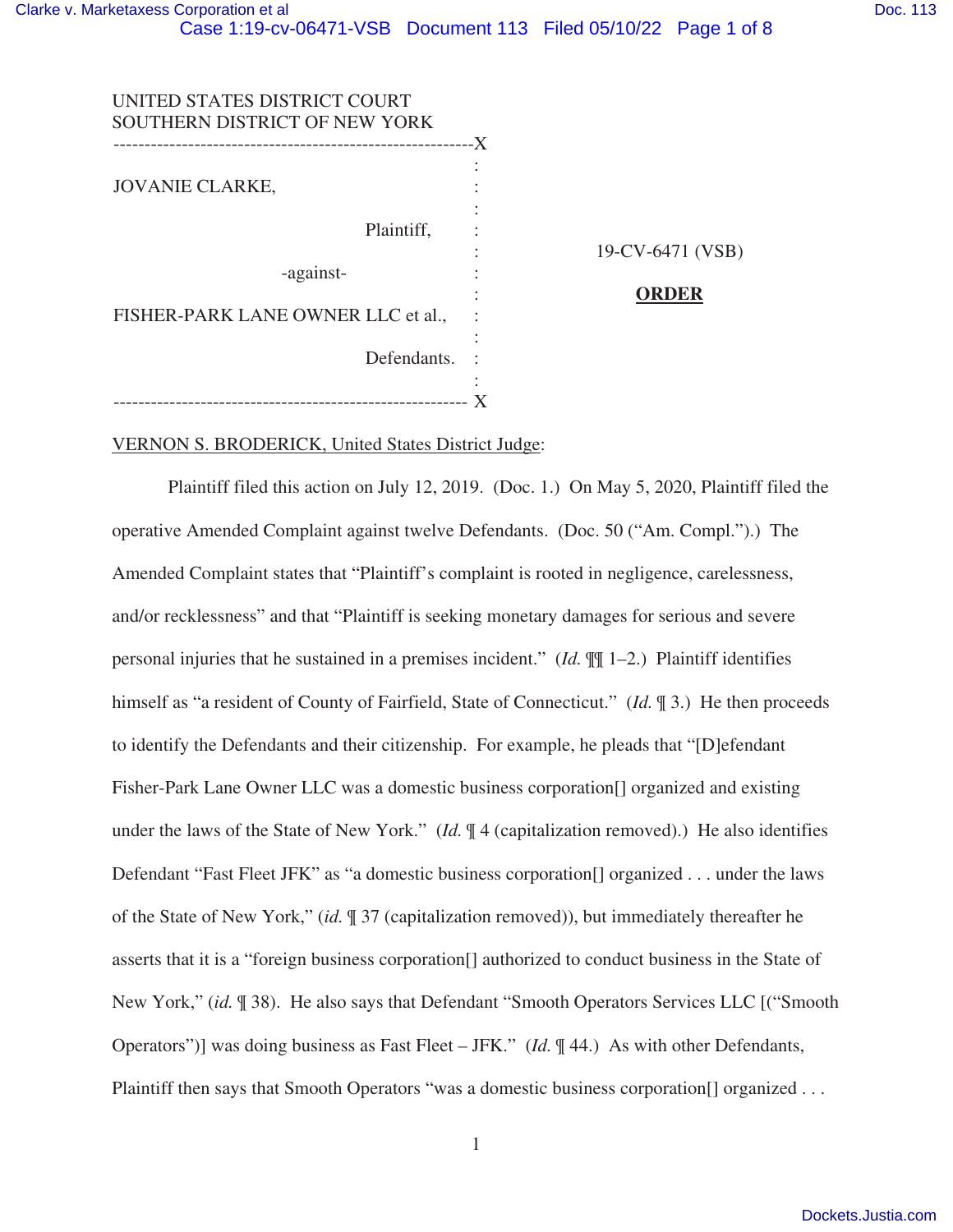UNITED STATES DISTRICT COURT
SOUTHERN DISTRICT OF NEW YORK

JOVANIE CLARKE,

Plaintiff,

-against-

FISHER-PARK LANE OWNER LLC et al.,

Defendants.

19-CV-6471 (VSB)

**ORDER**

VERNON S. BRODERICK, United States District Judge:

Plaintiff filed this action on July 12, 2019. (Doc. 1.) On May 5, 2020, Plaintiff filed the operative Amended Complaint against twelve Defendants. (Doc. 50 ("Am. Compl.").) The Amended Complaint states that "Plaintiff's complaint is rooted in negligence, carelessness, and/or recklessness" and that "Plaintiff is seeking monetary damages for serious and severe personal injuries that he sustained in a premises incident." (*Id.* ¶¶ 1–2.) Plaintiff identifies himself as "a resident of County of Fairfield, State of Connecticut." (*Id.* ¶ 3.) He then proceeds to identify the Defendants and their citizenship. For example, he pleads that "[D]efendant Fisher-Park Lane Owner LLC was a domestic business corporation[] organized and existing under the laws of the State of New York." (*Id.* ¶ 4 (capitalization removed).) He also identifies Defendant "Fast Fleet JFK" as "a domestic business corporation[] organized . . . under the laws of the State of New York," (*id.* ¶ 37 (capitalization removed)), but immediately thereafter he asserts that it is a "foreign business corporation[] authorized to conduct business in the State of New York," (*id.* ¶ 38). He also says that Defendant "Smooth Operators Services LLC [("Smooth Operators")] was doing business as Fast Fleet – JFK." (*Id.* ¶ 44.) As with other Defendants, Plaintiff then says that Smooth Operators "was a domestic business corporation[] organized . . .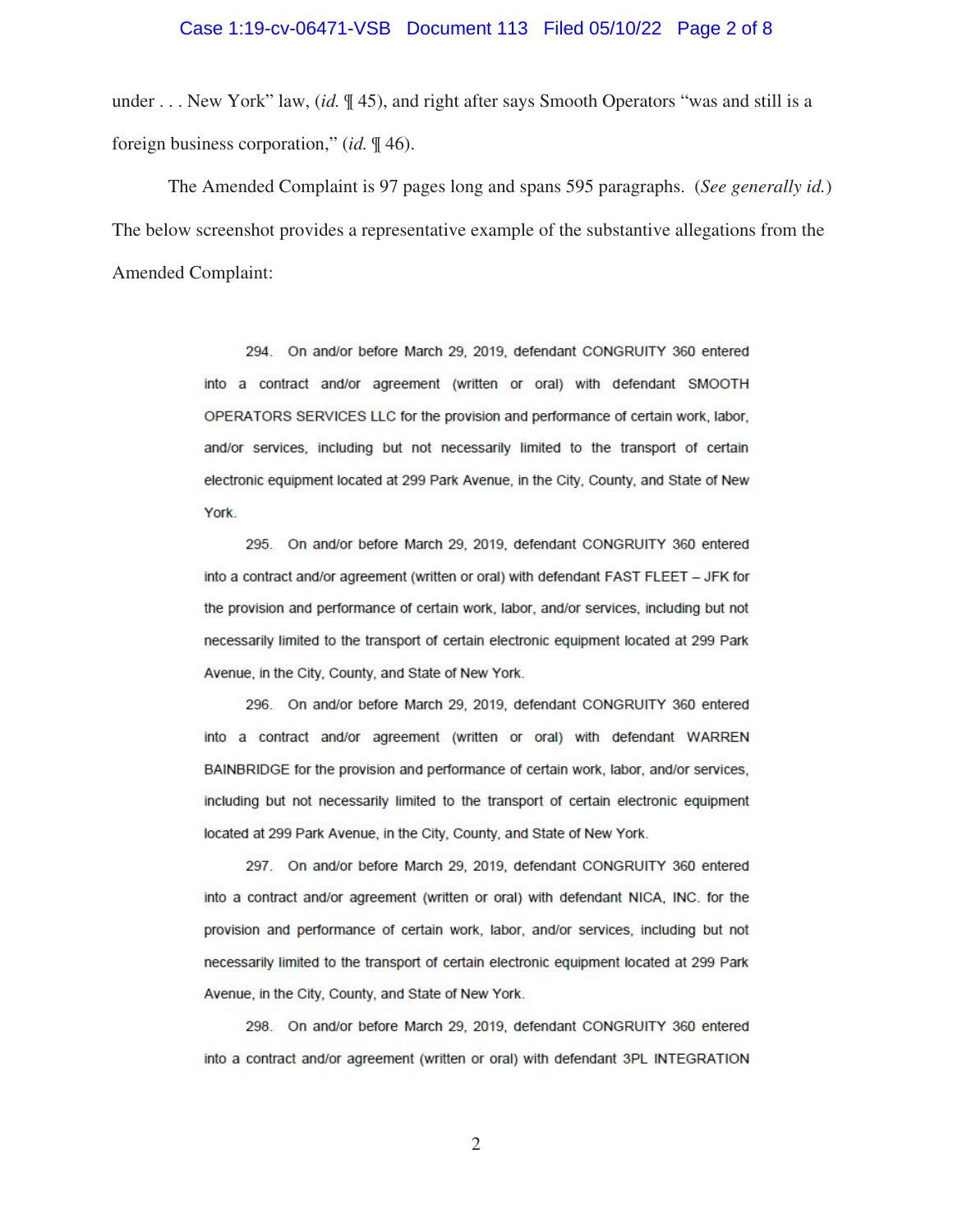under . . . New York" law, (*id.* ¶ 45), and right after says Smooth Operators "was and still is a foreign business corporation," (*id.* ¶ 46).

The Amended Complaint is 97 pages long and spans 595 paragraphs. (*See generally id.*) The below screenshot provides a representative example of the substantive allegations from the Amended Complaint:

> 294. On and/or before March 29, 2019, defendant CONGRUITY 360 entered into a contract and/or agreement (written or oral) with defendant SMOOTH OPERATORS SERVICES LLC for the provision and performance of certain work, labor, and/or services, including but not necessarily limited to the transport of certain electronic equipment located at 299 Park Avenue, in the City, County, and State of New York.
>
> 295. On and/or before March 29, 2019, defendant CONGRUITY 360 entered into a contract and/or agreement (written or oral) with defendant FAST FLEET – JFK for the provision and performance of certain work, labor, and/or services, including but not necessarily limited to the transport of certain electronic equipment located at 299 Park Avenue, in the City, County, and State of New York.
>
> 296. On and/or before March 29, 2019, defendant CONGRUITY 360 entered into a contract and/or agreement (written or oral) with defendant WARREN BAINBRIDGE for the provision and performance of certain work, labor, and/or services, including but not necessarily limited to the transport of certain electronic equipment located at 299 Park Avenue, in the City, County, and State of New York.
>
> 297. On and/or before March 29, 2019, defendant CONGRUITY 360 entered into a contract and/or agreement (written or oral) with defendant NICA, INC. for the provision and performance of certain work, labor, and/or services, including but not necessarily limited to the transport of certain electronic equipment located at 299 Park Avenue, in the City, County, and State of New York.
>
> 298. On and/or before March 29, 2019, defendant CONGRUITY 360 entered into a contract and/or agreement (written or oral) with defendant 3PL INTEGRATION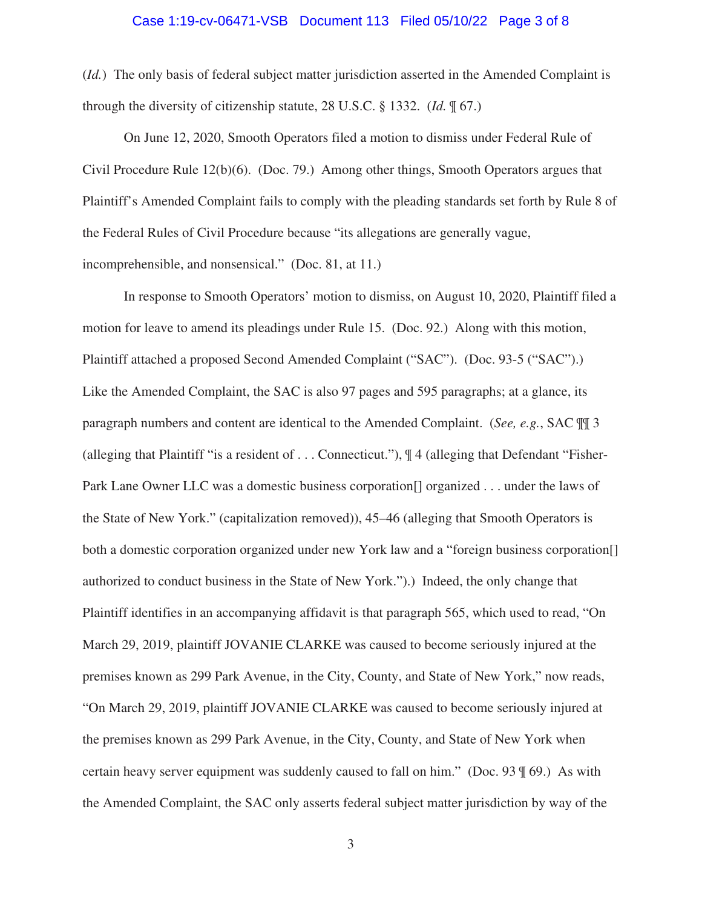(*Id.*) The only basis of federal subject matter jurisdiction asserted in the Amended Complaint is through the diversity of citizenship statute, 28 U.S.C. § 1332. (*Id.* ¶ 67.)

On June 12, 2020, Smooth Operators filed a motion to dismiss under Federal Rule of Civil Procedure Rule 12(b)(6). (Doc. 79.) Among other things, Smooth Operators argues that Plaintiff's Amended Complaint fails to comply with the pleading standards set forth by Rule 8 of the Federal Rules of Civil Procedure because "its allegations are generally vague, incomprehensible, and nonsensical." (Doc. 81, at 11.)

In response to Smooth Operators' motion to dismiss, on August 10, 2020, Plaintiff filed a motion for leave to amend its pleadings under Rule 15. (Doc. 92.) Along with this motion, Plaintiff attached a proposed Second Amended Complaint ("SAC"). (Doc. 93-5 ("SAC").) Like the Amended Complaint, the SAC is also 97 pages and 595 paragraphs; at a glance, its paragraph numbers and content are identical to the Amended Complaint. (*See, e.g.*, SAC ¶¶ 3 (alleging that Plaintiff "is a resident of . . . Connecticut."), ¶ 4 (alleging that Defendant "Fisher-Park Lane Owner LLC was a domestic business corporation[] organized . . . under the laws of the State of New York." (capitalization removed)), 45–46 (alleging that Smooth Operators is both a domestic corporation organized under new York law and a "foreign business corporation[] authorized to conduct business in the State of New York.").) Indeed, the only change that Plaintiff identifies in an accompanying affidavit is that paragraph 565, which used to read, "On March 29, 2019, plaintiff JOVANIE CLARKE was caused to become seriously injured at the premises known as 299 Park Avenue, in the City, County, and State of New York," now reads, "On March 29, 2019, plaintiff JOVANIE CLARKE was caused to become seriously injured at the premises known as 299 Park Avenue, in the City, County, and State of New York when certain heavy server equipment was suddenly caused to fall on him." (Doc. 93 ¶ 69.) As with the Amended Complaint, the SAC only asserts federal subject matter jurisdiction by way of the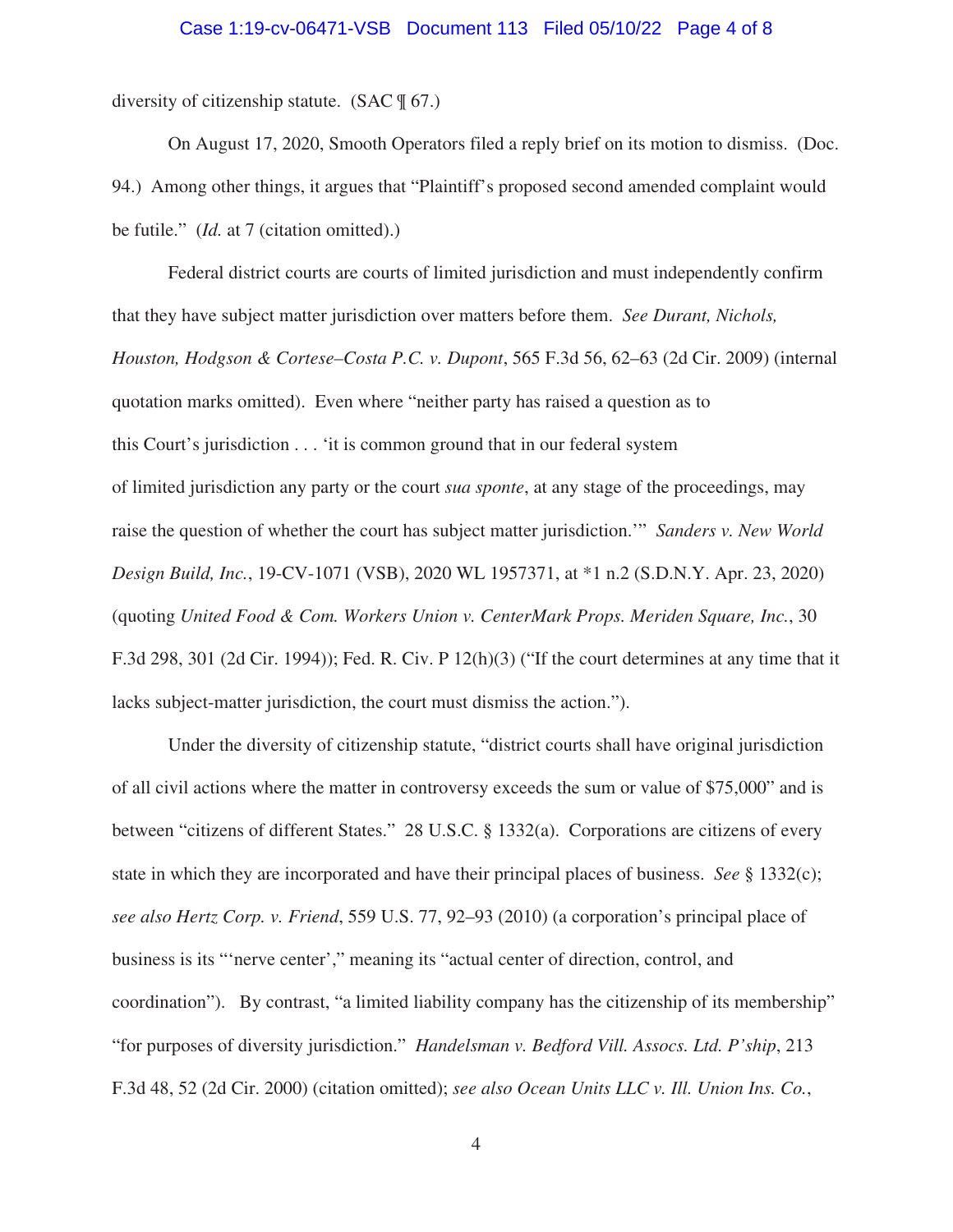diversity of citizenship statute. (SAC ¶ 67.)

On August 17, 2020, Smooth Operators filed a reply brief on its motion to dismiss. (Doc. 94.) Among other things, it argues that "Plaintiff's proposed second amended complaint would be futile." (*Id.* at 7 (citation omitted).)

Federal district courts are courts of limited jurisdiction and must independently confirm that they have subject matter jurisdiction over matters before them. *See Durant, Nichols, Houston, Hodgson & Cortese–Costa P.C. v. Dupont*, 565 F.3d 56, 62–63 (2d Cir. 2009) (internal quotation marks omitted). Even where "neither party has raised a question as to this Court's jurisdiction . . . 'it is common ground that in our federal system of limited jurisdiction any party or the court *sua sponte*, at any stage of the proceedings, may raise the question of whether the court has subject matter jurisdiction.'" *Sanders v. New World Design Build, Inc.*, 19-CV-1071 (VSB), 2020 WL 1957371, at *1 n.2 (S.D.N.Y. Apr. 23, 2020) (quoting *United Food & Com. Workers Union v. CenterMark Props. Meriden Square, Inc.*, 30 F.3d 298, 301 (2d Cir. 1994)); Fed. R. Civ. P 12(h)(3) ("If the court determines at any time that it lacks subject-matter jurisdiction, the court must dismiss the action.").

Under the diversity of citizenship statute, "district courts shall have original jurisdiction of all civil actions where the matter in controversy exceeds the sum or value of $75,000" and is between "citizens of different States." 28 U.S.C. § 1332(a). Corporations are citizens of every state in which they are incorporated and have their principal places of business. *See* § 1332(c); *see also Hertz Corp. v. Friend*, 559 U.S. 77, 92–93 (2010) (a corporation's principal place of business is its "'nerve center'," meaning its "actual center of direction, control, and coordination"). By contrast, "a limited liability company has the citizenship of its membership" "for purposes of diversity jurisdiction." *Handelsman v. Bedford Vill. Assocs. Ltd. P'ship*, 213 F.3d 48, 52 (2d Cir. 2000) (citation omitted); *see also Ocean Units LLC v. Ill. Union Ins. Co.*,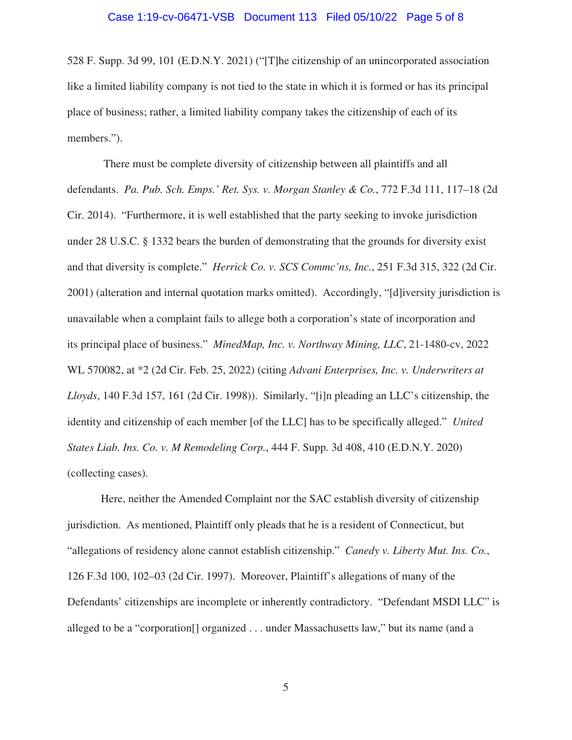528 F. Supp. 3d 99, 101 (E.D.N.Y. 2021) ("[T]he citizenship of an unincorporated association like a limited liability company is not tied to the state in which it is formed or has its principal place of business; rather, a limited liability company takes the citizenship of each of its members.").

There must be complete diversity of citizenship between all plaintiffs and all defendants. *Pa. Pub. Sch. Emps.' Ret. Sys. v. Morgan Stanley & Co.*, 772 F.3d 111, 117–18 (2d Cir. 2014). "Furthermore, it is well established that the party seeking to invoke jurisdiction under 28 U.S.C. § 1332 bears the burden of demonstrating that the grounds for diversity exist and that diversity is complete." *Herrick Co. v. SCS Commc'ns, Inc.*, 251 F.3d 315, 322 (2d Cir. 2001) (alteration and internal quotation marks omitted). Accordingly, "[d]iversity jurisdiction is unavailable when a complaint fails to allege both a corporation's state of incorporation and its principal place of business." *MinedMap, Inc. v. Northway Mining, LLC*, 21-1480-cv, 2022 WL 570082, at *2 (2d Cir. Feb. 25, 2022) (citing *Advani Enterprises, Inc. v. Underwriters at Lloyds*, 140 F.3d 157, 161 (2d Cir. 1998)). Similarly, "[i]n pleading an LLC's citizenship, the identity and citizenship of each member [of the LLC] has to be specifically alleged." *United States Liab. Ins. Co. v. M Remodeling Corp.*, 444 F. Supp. 3d 408, 410 (E.D.N.Y. 2020) (collecting cases).

Here, neither the Amended Complaint nor the SAC establish diversity of citizenship jurisdiction. As mentioned, Plaintiff only pleads that he is a resident of Connecticut, but "allegations of residency alone cannot establish citizenship." *Canedy v. Liberty Mut. Ins. Co.*, 126 F.3d 100, 102–03 (2d Cir. 1997). Moreover, Plaintiff's allegations of many of the Defendants' citizenships are incomplete or inherently contradictory. "Defendant MSDI LLC" is alleged to be a "corporation[] organized . . . under Massachusetts law," but its name (and a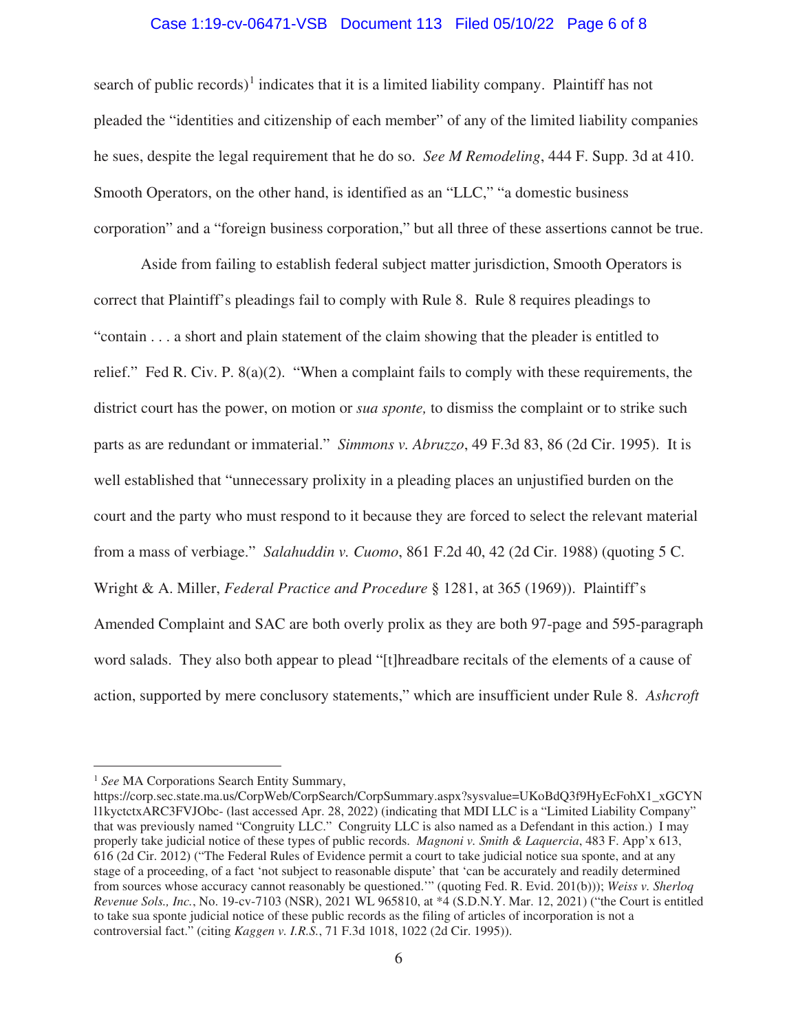search of public records)[1] indicates that it is a limited liability company. Plaintiff has not pleaded the "identities and citizenship of each member" of any of the limited liability companies he sues, despite the legal requirement that he do so. *See M Remodeling*, 444 F. Supp. 3d at 410. Smooth Operators, on the other hand, is identified as an "LLC," "a domestic business corporation" and a "foreign business corporation," but all three of these assertions cannot be true.

Aside from failing to establish federal subject matter jurisdiction, Smooth Operators is correct that Plaintiff's pleadings fail to comply with Rule 8. Rule 8 requires pleadings to "contain . . . a short and plain statement of the claim showing that the pleader is entitled to relief." Fed R. Civ. P. 8(a)(2). "When a complaint fails to comply with these requirements, the district court has the power, on motion or *sua sponte,* to dismiss the complaint or to strike such parts as are redundant or immaterial." *Simmons v. Abruzzo*, 49 F.3d 83, 86 (2d Cir. 1995). It is well established that "unnecessary prolixity in a pleading places an unjustified burden on the court and the party who must respond to it because they are forced to select the relevant material from a mass of verbiage." *Salahuddin v. Cuomo*, 861 F.2d 40, 42 (2d Cir. 1988) (quoting 5 C. Wright & A. Miller, *Federal Practice and Procedure* § 1281, at 365 (1969)). Plaintiff's Amended Complaint and SAC are both overly prolix as they are both 97-page and 595-paragraph word salads. They also both appear to plead "[t]hreadbare recitals of the elements of a cause of action, supported by mere conclusory statements," which are insufficient under Rule 8. *Ashcroft*

---

[1] *See* MA Corporations Search Entity Summary, https://corp.sec.state.ma.us/CorpWeb/CorpSearch/CorpSummary.aspx?sysvalue=UKoBdQ3f9HyEcFohX1_xGCYNl1kyctctxARC3FVJObc- (last accessed Apr. 28, 2022) (indicating that MDI LLC is a "Limited Liability Company" that was previously named "Congruity LLC." Congruity LLC is also named as a Defendant in this action.) I may properly take judicial notice of these types of public records. *Magnoni v. Smith & Laquercia*, 483 F. App'x 613, 616 (2d Cir. 2012) ("The Federal Rules of Evidence permit a court to take judicial notice sua sponte, and at any stage of a proceeding, of a fact 'not subject to reasonable dispute' that 'can be accurately and readily determined from sources whose accuracy cannot reasonably be questioned.'" (quoting Fed. R. Evid. 201(b))); *Weiss v. Sherloq Revenue Sols., Inc.*, No. 19-cv-7103 (NSR), 2021 WL 965810, at *4 (S.D.N.Y. Mar. 12, 2021) ("the Court is entitled to take sua sponte judicial notice of these public records as the filing of articles of incorporation is not a controversial fact." (citing *Kaggen v. I.R.S.*, 71 F.3d 1018, 1022 (2d Cir. 1995)).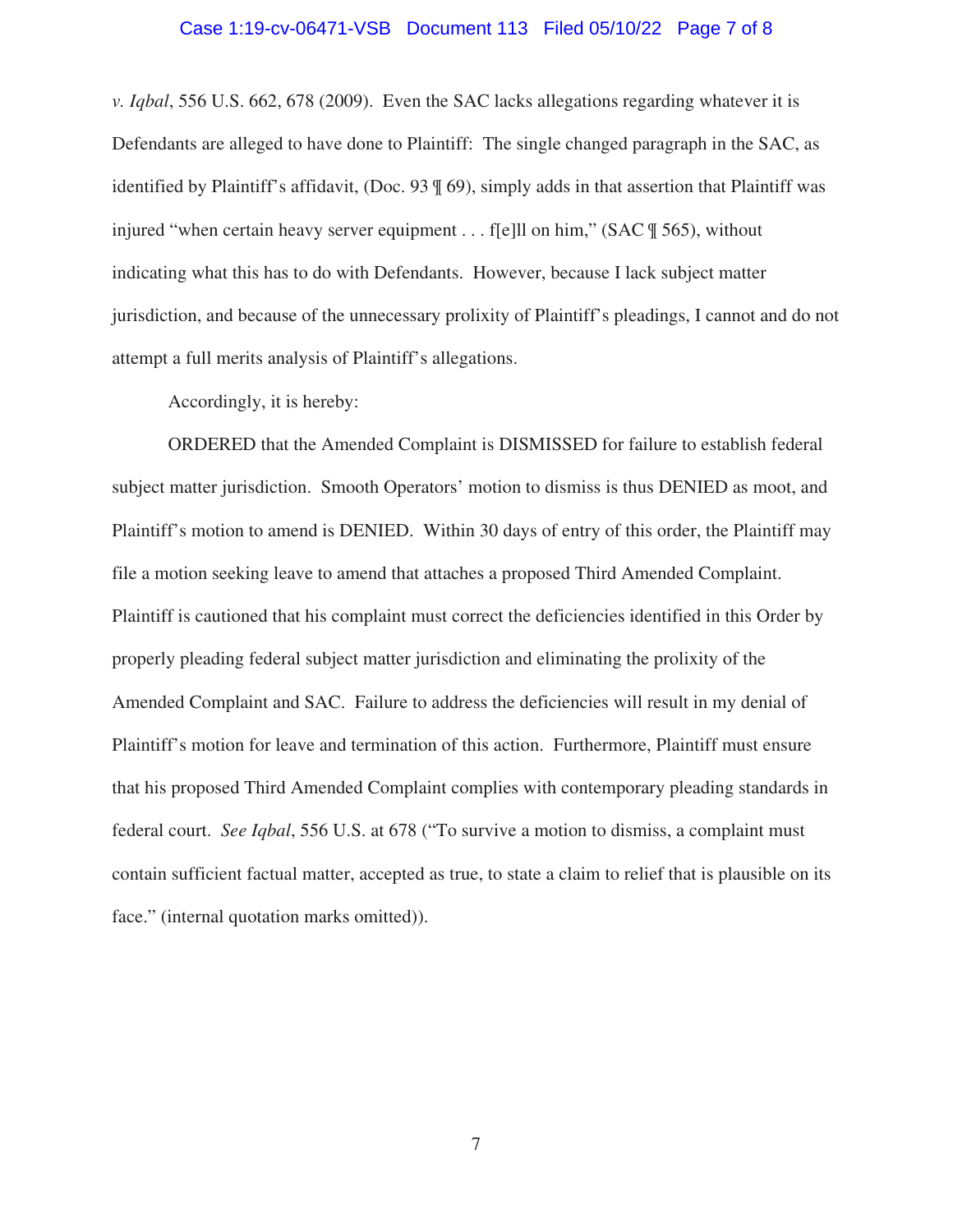*v. Iqbal*, 556 U.S. 662, 678 (2009). Even the SAC lacks allegations regarding whatever it is Defendants are alleged to have done to Plaintiff: The single changed paragraph in the SAC, as identified by Plaintiff's affidavit, (Doc. 93 ¶ 69), simply adds in that assertion that Plaintiff was injured "when certain heavy server equipment . . . f[e]ll on him," (SAC ¶ 565), without indicating what this has to do with Defendants. However, because I lack subject matter jurisdiction, and because of the unnecessary prolixity of Plaintiff's pleadings, I cannot and do not attempt a full merits analysis of Plaintiff's allegations.

Accordingly, it is hereby:

ORDERED that the Amended Complaint is DISMISSED for failure to establish federal subject matter jurisdiction. Smooth Operators' motion to dismiss is thus DENIED as moot, and Plaintiff's motion to amend is DENIED. Within 30 days of entry of this order, the Plaintiff may file a motion seeking leave to amend that attaches a proposed Third Amended Complaint. Plaintiff is cautioned that his complaint must correct the deficiencies identified in this Order by properly pleading federal subject matter jurisdiction and eliminating the prolixity of the Amended Complaint and SAC. Failure to address the deficiencies will result in my denial of Plaintiff's motion for leave and termination of this action. Furthermore, Plaintiff must ensure that his proposed Third Amended Complaint complies with contemporary pleading standards in federal court. *See Iqbal*, 556 U.S. at 678 ("To survive a motion to dismiss, a complaint must contain sufficient factual matter, accepted as true, to state a claim to relief that is plausible on its face." (internal quotation marks omitted)).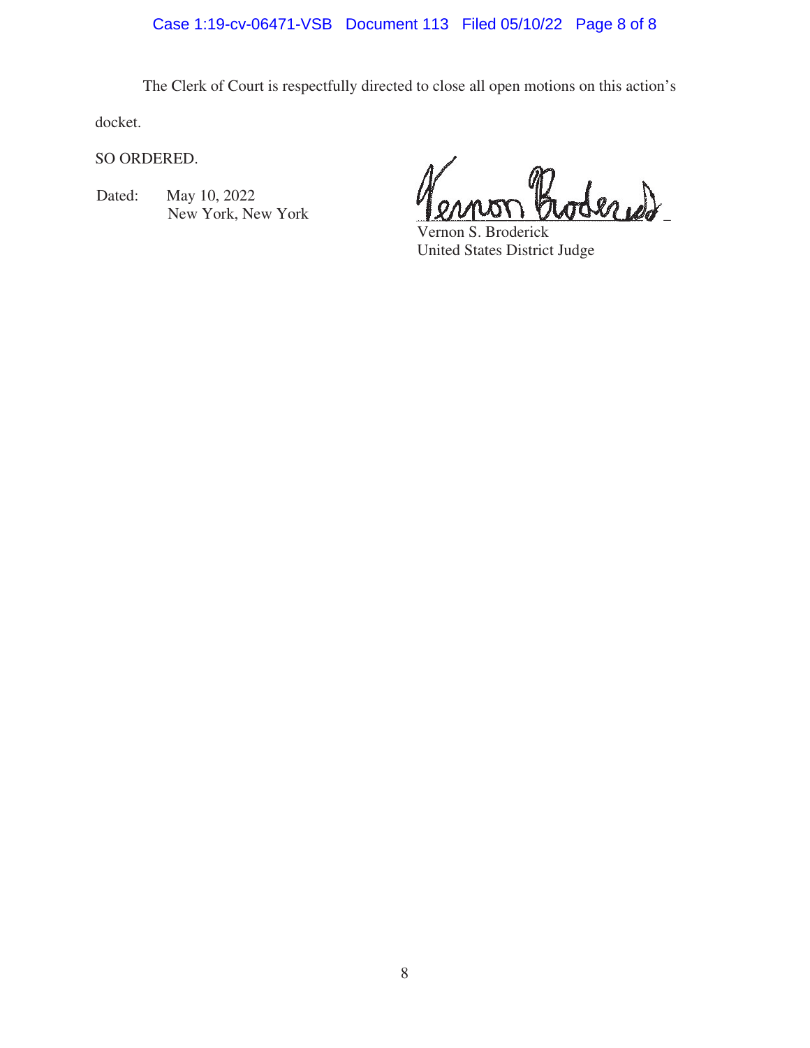The Clerk of Court is respectfully directed to close all open motions on this action's docket.

SO ORDERED.

Dated: May 10, 2022
New York, New York

Vernon S. Broderick
United States District Judge